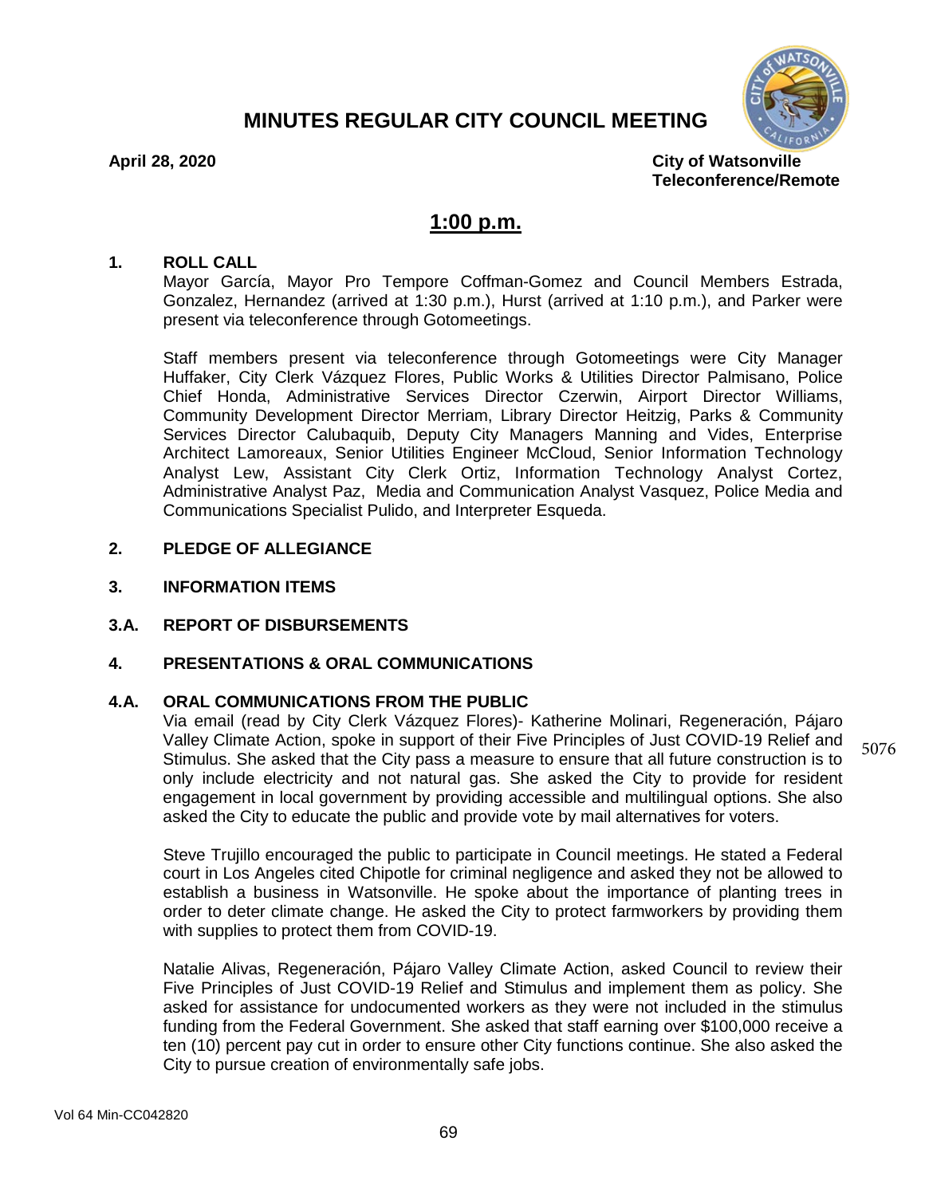# MINUTES REGULAR CITY COUNCIL MEETING

**April 28, 2020** **City of Watsonville**
**Teleconference/Remote**

## 1:00 p.m.

### 1. ROLL CALL

Mayor García, Mayor Pro Tempore Coffman-Gomez and Council Members Estrada, Gonzalez, Hernandez (arrived at 1:30 p.m.), Hurst (arrived at 1:10 p.m.), and Parker were present via teleconference through Gotomeetings.

Staff members present via teleconference through Gotomeetings were City Manager Huffaker, City Clerk Vázquez Flores, Public Works & Utilities Director Palmisano, Police Chief Honda, Administrative Services Director Czerwin, Airport Director Williams, Community Development Director Merriam, Library Director Heitzig, Parks & Community Services Director Calubaquib, Deputy City Managers Manning and Vides, Enterprise Architect Lamoreaux, Senior Utilities Engineer McCloud, Senior Information Technology Analyst Lew, Assistant City Clerk Ortiz, Information Technology Analyst Cortez, Administrative Analyst Paz, Media and Communication Analyst Vasquez, Police Media and Communications Specialist Pulido, and Interpreter Esqueda.

### 2. PLEDGE OF ALLEGIANCE

### 3. INFORMATION ITEMS

### 3.A. REPORT OF DISBURSEMENTS

### 4. PRESENTATIONS & ORAL COMMUNICATIONS

### 4.A. ORAL COMMUNICATIONS FROM THE PUBLIC

5076

Via email (read by City Clerk Vázquez Flores)- Katherine Molinari, Regeneración, Pájaro Valley Climate Action, spoke in support of their Five Principles of Just COVID-19 Relief and Stimulus. She asked that the City pass a measure to ensure that all future construction is to only include electricity and not natural gas. She asked the City to provide for resident engagement in local government by providing accessible and multilingual options. She also asked the City to educate the public and provide vote by mail alternatives for voters.

Steve Trujillo encouraged the public to participate in Council meetings. He stated a Federal court in Los Angeles cited Chipotle for criminal negligence and asked they not be allowed to establish a business in Watsonville. He spoke about the importance of planting trees in order to deter climate change. He asked the City to protect farmworkers by providing them with supplies to protect them from COVID-19.

Natalie Alivas, Regeneración, Pájaro Valley Climate Action, asked Council to review their Five Principles of Just COVID-19 Relief and Stimulus and implement them as policy. She asked for assistance for undocumented workers as they were not included in the stimulus funding from the Federal Government. She asked that staff earning over $100,000 receive a ten (10) percent pay cut in order to ensure other City functions continue. She also asked the City to pursue creation of environmentally safe jobs.

Vol 64 Min-CC042820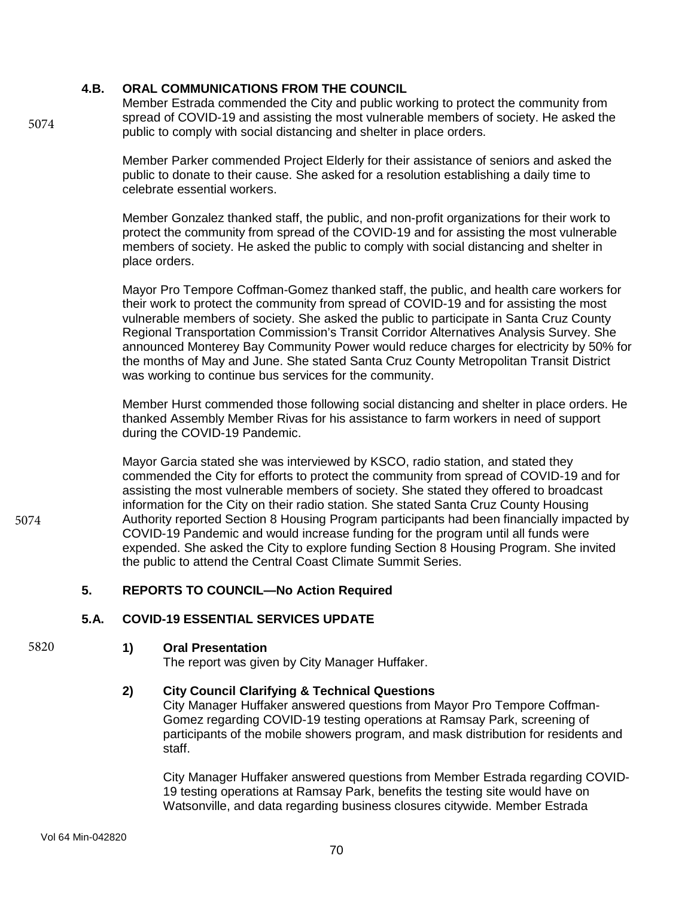### 4.B. ORAL COMMUNICATIONS FROM THE COUNCIL

5074

Member Estrada commended the City and public working to protect the community from spread of COVID-19 and assisting the most vulnerable members of society. He asked the public to comply with social distancing and shelter in place orders.

Member Parker commended Project Elderly for their assistance of seniors and asked the public to donate to their cause. She asked for a resolution establishing a daily time to celebrate essential workers.

Member Gonzalez thanked staff, the public, and non-profit organizations for their work to protect the community from spread of the COVID-19 and for assisting the most vulnerable members of society. He asked the public to comply with social distancing and shelter in place orders.

Mayor Pro Tempore Coffman-Gomez thanked staff, the public, and health care workers for their work to protect the community from spread of COVID-19 and for assisting the most vulnerable members of society. She asked the public to participate in Santa Cruz County Regional Transportation Commission's Transit Corridor Alternatives Analysis Survey. She announced Monterey Bay Community Power would reduce charges for electricity by 50% for the months of May and June. She stated Santa Cruz County Metropolitan Transit District was working to continue bus services for the community.

Member Hurst commended those following social distancing and shelter in place orders. He thanked Assembly Member Rivas for his assistance to farm workers in need of support during the COVID-19 Pandemic.

5074

Mayor Garcia stated she was interviewed by KSCO, radio station, and stated they commended the City for efforts to protect the community from spread of COVID-19 and for assisting the most vulnerable members of society. She stated they offered to broadcast information for the City on their radio station. She stated Santa Cruz County Housing Authority reported Section 8 Housing Program participants had been financially impacted by COVID-19 Pandemic and would increase funding for the program until all funds were expended. She asked the City to explore funding Section 8 Housing Program. She invited the public to attend the Central Coast Climate Summit Series.

### 5. REPORTS TO COUNCIL—No Action Required

### 5.A. COVID-19 ESSENTIAL SERVICES UPDATE

5820

**1) Oral Presentation**

The report was given by City Manager Huffaker.

**2) City Council Clarifying & Technical Questions**

City Manager Huffaker answered questions from Mayor Pro Tempore Coffman-Gomez regarding COVID-19 testing operations at Ramsay Park, screening of participants of the mobile showers program, and mask distribution for residents and staff.

City Manager Huffaker answered questions from Member Estrada regarding COVID-19 testing operations at Ramsay Park, benefits the testing site would have on Watsonville, and data regarding business closures citywide. Member Estrada

Vol 64 Min-042820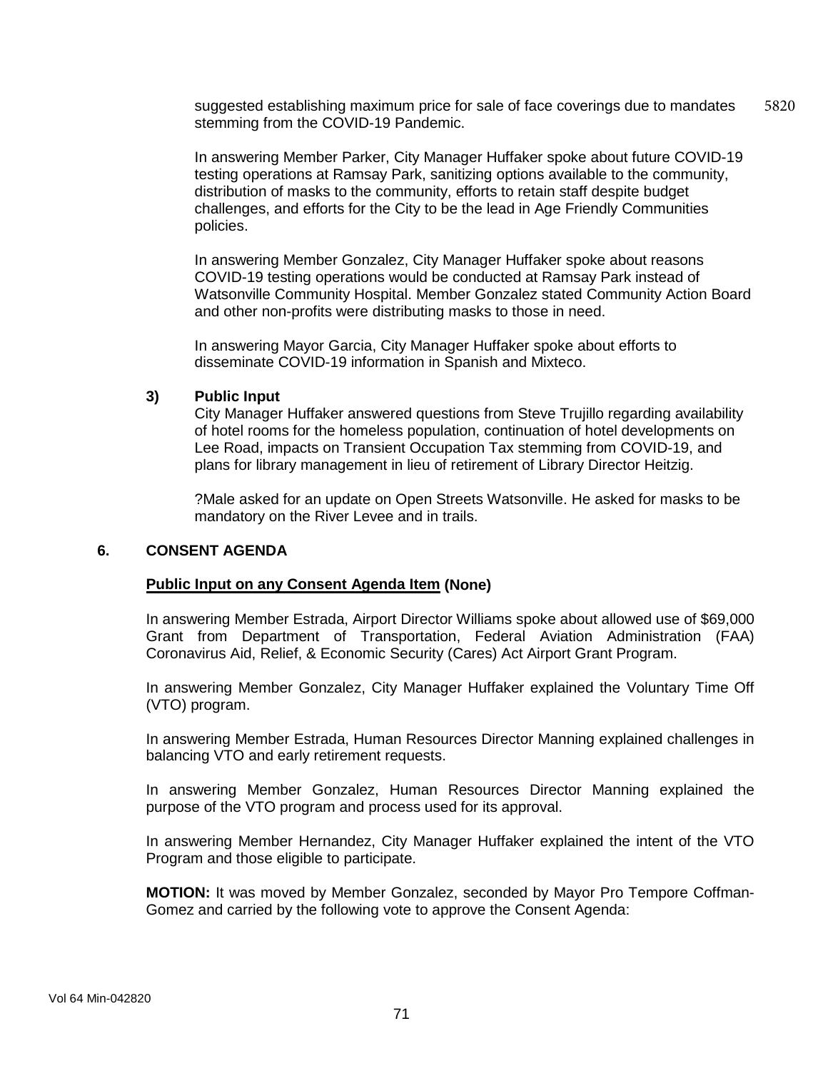suggested establishing maximum price for sale of face coverings due to mandates stemming from the COVID-19 Pandemic.

In answering Member Parker, City Manager Huffaker spoke about future COVID-19 testing operations at Ramsay Park, sanitizing options available to the community, distribution of masks to the community, efforts to retain staff despite budget challenges, and efforts for the City to be the lead in Age Friendly Communities policies.

In answering Member Gonzalez, City Manager Huffaker spoke about reasons COVID-19 testing operations would be conducted at Ramsay Park instead of Watsonville Community Hospital. Member Gonzalez stated Community Action Board and other non-profits were distributing masks to those in need.

In answering Mayor Garcia, City Manager Huffaker spoke about efforts to disseminate COVID-19 information in Spanish and Mixteco.

**3) Public Input**

City Manager Huffaker answered questions from Steve Trujillo regarding availability of hotel rooms for the homeless population, continuation of hotel developments on Lee Road, impacts on Transient Occupation Tax stemming from COVID-19, and plans for library management in lieu of retirement of Library Director Heitzig.

?Male asked for an update on Open Streets Watsonville. He asked for masks to be mandatory on the River Levee and in trails.

## 6. CONSENT AGENDA

**Public Input on any Consent Agenda Item (None)**

In answering Member Estrada, Airport Director Williams spoke about allowed use of $69,000 Grant from Department of Transportation, Federal Aviation Administration (FAA) Coronavirus Aid, Relief, & Economic Security (Cares) Act Airport Grant Program.

In answering Member Gonzalez, City Manager Huffaker explained the Voluntary Time Off (VTO) program.

In answering Member Estrada, Human Resources Director Manning explained challenges in balancing VTO and early retirement requests.

In answering Member Gonzalez, Human Resources Director Manning explained the purpose of the VTO program and process used for its approval.

In answering Member Hernandez, City Manager Huffaker explained the intent of the VTO Program and those eligible to participate.

**MOTION:** It was moved by Member Gonzalez, seconded by Mayor Pro Tempore Coffman-Gomez and carried by the following vote to approve the Consent Agenda: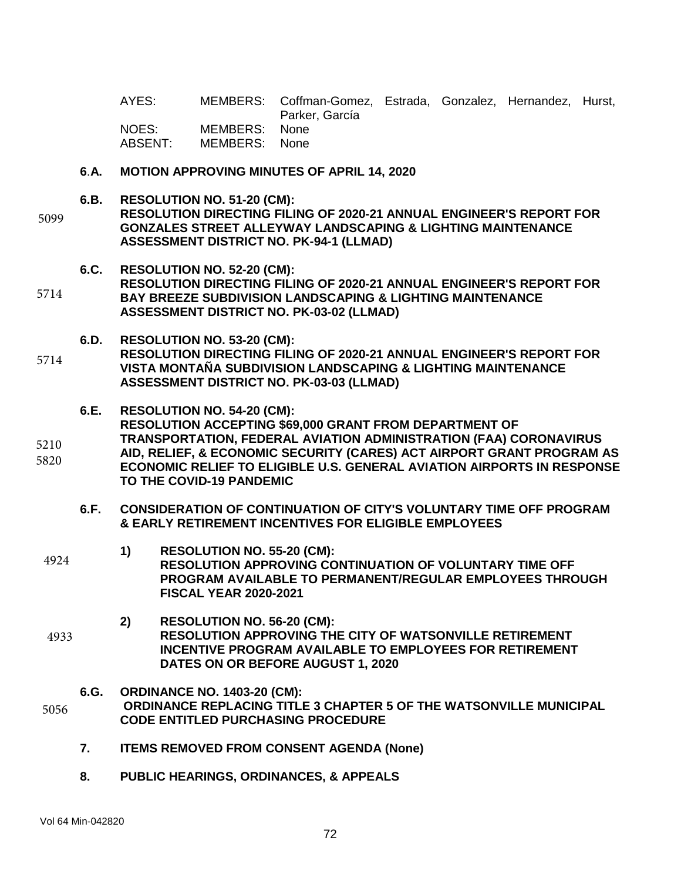| AYES: | MEMBERS: | Coffman-Gomez, Estrada, Gonzalez, Hernandez, Hurst, Parker, García |
|---|---|---|
| NOES: | MEMBERS: | None |
| ABSENT: | MEMBERS: | None |

**6.A. MOTION APPROVING MINUTES OF APRIL 14, 2020**

5099

**6.B. RESOLUTION NO. 51-20 (CM):**
**RESOLUTION DIRECTING FILING OF 2020-21 ANNUAL ENGINEER'S REPORT FOR GONZALES STREET ALLEYWAY LANDSCAPING & LIGHTING MAINTENANCE ASSESSMENT DISTRICT NO. PK-94-1 (LLMAD)**

5714

**6.C. RESOLUTION NO. 52-20 (CM):**
**RESOLUTION DIRECTING FILING OF 2020-21 ANNUAL ENGINEER'S REPORT FOR BAY BREEZE SUBDIVISION LANDSCAPING & LIGHTING MAINTENANCE ASSESSMENT DISTRICT NO. PK-03-02 (LLMAD)**

5714

**6.D. RESOLUTION NO. 53-20 (CM):**
**RESOLUTION DIRECTING FILING OF 2020-21 ANNUAL ENGINEER'S REPORT FOR VISTA MONTAÑA SUBDIVISION LANDSCAPING & LIGHTING MAINTENANCE ASSESSMENT DISTRICT NO. PK-03-03 (LLMAD)**

5210
5820

**6.E. RESOLUTION NO. 54-20 (CM):**
**RESOLUTION ACCEPTING $69,000 GRANT FROM DEPARTMENT OF TRANSPORTATION, FEDERAL AVIATION ADMINISTRATION (FAA) CORONAVIRUS AID, RELIEF, & ECONOMIC SECURITY (CARES) ACT AIRPORT GRANT PROGRAM AS ECONOMIC RELIEF TO ELIGIBLE U.S. GENERAL AVIATION AIRPORTS IN RESPONSE TO THE COVID-19 PANDEMIC**

**6.F. CONSIDERATION OF CONTINUATION OF CITY'S VOLUNTARY TIME OFF PROGRAM & EARLY RETIREMENT INCENTIVES FOR ELIGIBLE EMPLOYEES**

4924

**1) RESOLUTION NO. 55-20 (CM):**
**RESOLUTION APPROVING CONTINUATION OF VOLUNTARY TIME OFF PROGRAM AVAILABLE TO PERMANENT/REGULAR EMPLOYEES THROUGH FISCAL YEAR 2020-2021**

4933

**2) RESOLUTION NO. 56-20 (CM):**
**RESOLUTION APPROVING THE CITY OF WATSONVILLE RETIREMENT INCENTIVE PROGRAM AVAILABLE TO EMPLOYEES FOR RETIREMENT DATES ON OR BEFORE AUGUST 1, 2020**

5056

**6.G. ORDINANCE NO. 1403-20 (CM):**
**ORDINANCE REPLACING TITLE 3 CHAPTER 5 OF THE WATSONVILLE MUNICIPAL CODE ENTITLED PURCHASING PROCEDURE**

**7. ITEMS REMOVED FROM CONSENT AGENDA (None)**

**8. PUBLIC HEARINGS, ORDINANCES, & APPEALS**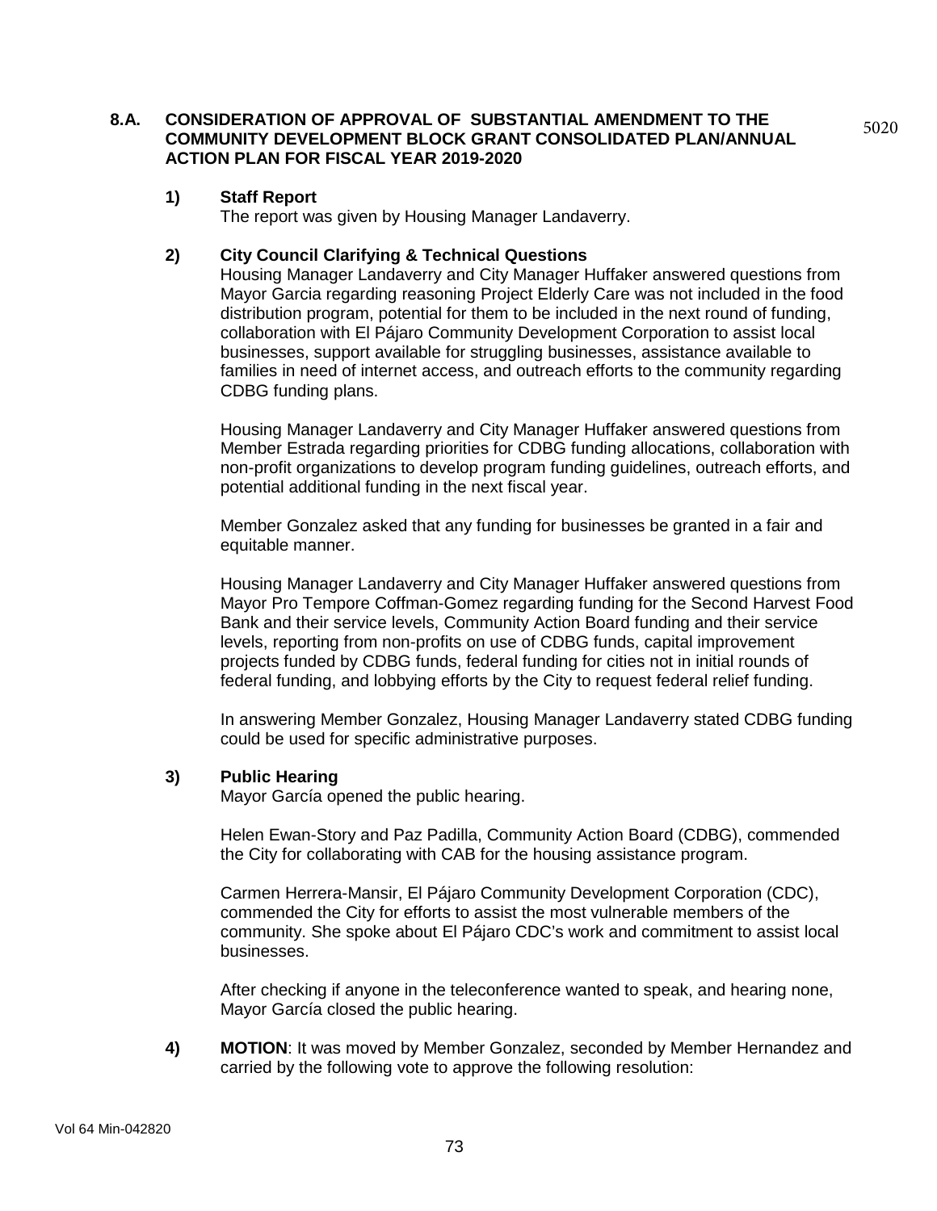**8.A. CONSIDERATION OF APPROVAL OF SUBSTANTIAL AMENDMENT TO THE COMMUNITY DEVELOPMENT BLOCK GRANT CONSOLIDATED PLAN/ANNUAL ACTION PLAN FOR FISCAL YEAR 2019-2020**

5020

**1) Staff Report**
The report was given by Housing Manager Landaverry.

**2) City Council Clarifying & Technical Questions**
Housing Manager Landaverry and City Manager Huffaker answered questions from Mayor Garcia regarding reasoning Project Elderly Care was not included in the food distribution program, potential for them to be included in the next round of funding, collaboration with El Pájaro Community Development Corporation to assist local businesses, support available for struggling businesses, assistance available to families in need of internet access, and outreach efforts to the community regarding CDBG funding plans.

Housing Manager Landaverry and City Manager Huffaker answered questions from Member Estrada regarding priorities for CDBG funding allocations, collaboration with non-profit organizations to develop program funding guidelines, outreach efforts, and potential additional funding in the next fiscal year.

Member Gonzalez asked that any funding for businesses be granted in a fair and equitable manner.

Housing Manager Landaverry and City Manager Huffaker answered questions from Mayor Pro Tempore Coffman-Gomez regarding funding for the Second Harvest Food Bank and their service levels, Community Action Board funding and their service levels, reporting from non-profits on use of CDBG funds, capital improvement projects funded by CDBG funds, federal funding for cities not in initial rounds of federal funding, and lobbying efforts by the City to request federal relief funding.

In answering Member Gonzalez, Housing Manager Landaverry stated CDBG funding could be used for specific administrative purposes.

**3) Public Hearing**
Mayor García opened the public hearing.

Helen Ewan-Story and Paz Padilla, Community Action Board (CDBG), commended the City for collaborating with CAB for the housing assistance program.

Carmen Herrera-Mansir, El Pájaro Community Development Corporation (CDC), commended the City for efforts to assist the most vulnerable members of the community. She spoke about El Pájaro CDC's work and commitment to assist local businesses.

After checking if anyone in the teleconference wanted to speak, and hearing none, Mayor García closed the public hearing.

**4) MOTION**: It was moved by Member Gonzalez, seconded by Member Hernandez and carried by the following vote to approve the following resolution: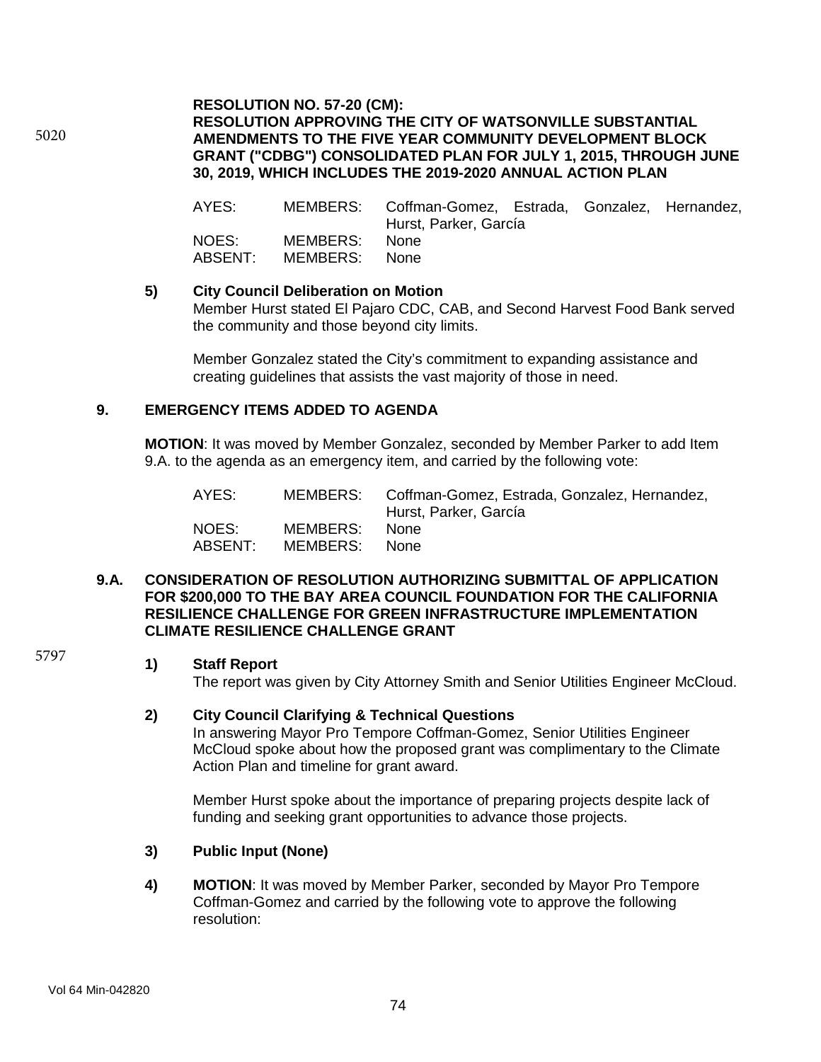5020

**RESOLUTION NO. 57-20 (CM):**
**RESOLUTION APPROVING THE CITY OF WATSONVILLE SUBSTANTIAL AMENDMENTS TO THE FIVE YEAR COMMUNITY DEVELOPMENT BLOCK GRANT ("CDBG") CONSOLIDATED PLAN FOR JULY 1, 2015, THROUGH JUNE 30, 2019, WHICH INCLUDES THE 2019-2020 ANNUAL ACTION PLAN**

| | | |
|---|---|---|
| AYES: | MEMBERS: | Coffman-Gomez, Estrada, Gonzalez, Hernandez, Hurst, Parker, García |
| NOES: | MEMBERS: | None |
| ABSENT: | MEMBERS: | None |

**5) City Council Deliberation on Motion**
Member Hurst stated El Pajaro CDC, CAB, and Second Harvest Food Bank served the community and those beyond city limits.

Member Gonzalez stated the City's commitment to expanding assistance and creating guidelines that assists the vast majority of those in need.

## 9. EMERGENCY ITEMS ADDED TO AGENDA

**MOTION**: It was moved by Member Gonzalez, seconded by Member Parker to add Item 9.A. to the agenda as an emergency item, and carried by the following vote:

| | | |
|---|---|---|
| AYES: | MEMBERS: | Coffman-Gomez, Estrada, Gonzalez, Hernandez, Hurst, Parker, García |
| NOES: | MEMBERS: | None |
| ABSENT: | MEMBERS: | None |

### 9.A. CONSIDERATION OF RESOLUTION AUTHORIZING SUBMITTAL OF APPLICATION FOR $200,000 TO THE BAY AREA COUNCIL FOUNDATION FOR THE CALIFORNIA RESILIENCE CHALLENGE FOR GREEN INFRASTRUCTURE IMPLEMENTATION CLIMATE RESILIENCE CHALLENGE GRANT

5797

**1) Staff Report**
The report was given by City Attorney Smith and Senior Utilities Engineer McCloud.

**2) City Council Clarifying & Technical Questions**
In answering Mayor Pro Tempore Coffman-Gomez, Senior Utilities Engineer McCloud spoke about how the proposed grant was complimentary to the Climate Action Plan and timeline for grant award.

Member Hurst spoke about the importance of preparing projects despite lack of funding and seeking grant opportunities to advance those projects.

**3) Public Input (None)**

**4) MOTION**: It was moved by Member Parker, seconded by Mayor Pro Tempore Coffman-Gomez and carried by the following vote to approve the following resolution: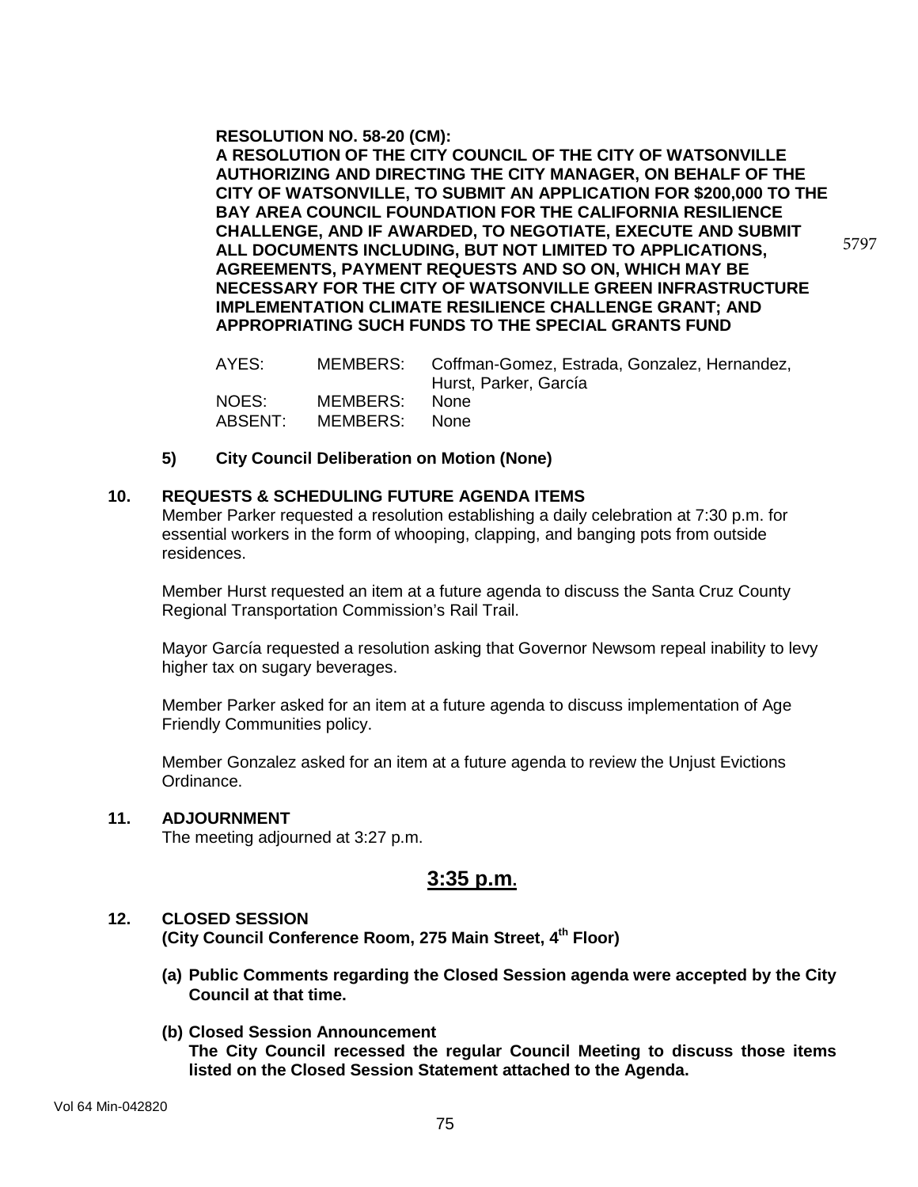**RESOLUTION NO. 58-20 (CM):**
**A RESOLUTION OF THE CITY COUNCIL OF THE CITY OF WATSONVILLE AUTHORIZING AND DIRECTING THE CITY MANAGER, ON BEHALF OF THE CITY OF WATSONVILLE, TO SUBMIT AN APPLICATION FOR $200,000 TO THE BAY AREA COUNCIL FOUNDATION FOR THE CALIFORNIA RESILIENCE CHALLENGE, AND IF AWARDED, TO NEGOTIATE, EXECUTE AND SUBMIT ALL DOCUMENTS INCLUDING, BUT NOT LIMITED TO APPLICATIONS, AGREEMENTS, PAYMENT REQUESTS AND SO ON, WHICH MAY BE NECESSARY FOR THE CITY OF WATSONVILLE GREEN INFRASTRUCTURE IMPLEMENTATION CLIMATE RESILIENCE CHALLENGE GRANT; AND APPROPRIATING SUCH FUNDS TO THE SPECIAL GRANTS FUND**

5797

| | | |
|---|---|---|
| AYES: | MEMBERS: | Coffman-Gomez, Estrada, Gonzalez, Hernandez, Hurst, Parker, García |
| NOES: | MEMBERS: | None |
| ABSENT: | MEMBERS: | None |

**5) City Council Deliberation on Motion (None)**

## 10. REQUESTS & SCHEDULING FUTURE AGENDA ITEMS

Member Parker requested a resolution establishing a daily celebration at 7:30 p.m. for essential workers in the form of whooping, clapping, and banging pots from outside residences.

Member Hurst requested an item at a future agenda to discuss the Santa Cruz County Regional Transportation Commission's Rail Trail.

Mayor García requested a resolution asking that Governor Newsom repeal inability to levy higher tax on sugary beverages.

Member Parker asked for an item at a future agenda to discuss implementation of Age Friendly Communities policy.

Member Gonzalez asked for an item at a future agenda to review the Unjust Evictions Ordinance.

## 11. ADJOURNMENT

The meeting adjourned at 3:27 p.m.

## 3:35 p.m.

## 12. CLOSED SESSION
**(City Council Conference Room, 275 Main Street, 4th Floor)**

**(a) Public Comments regarding the Closed Session agenda were accepted by the City Council at that time.**

**(b) Closed Session Announcement**
**The City Council recessed the regular Council Meeting to discuss those items listed on the Closed Session Statement attached to the Agenda.**

Vol 64 Min-042820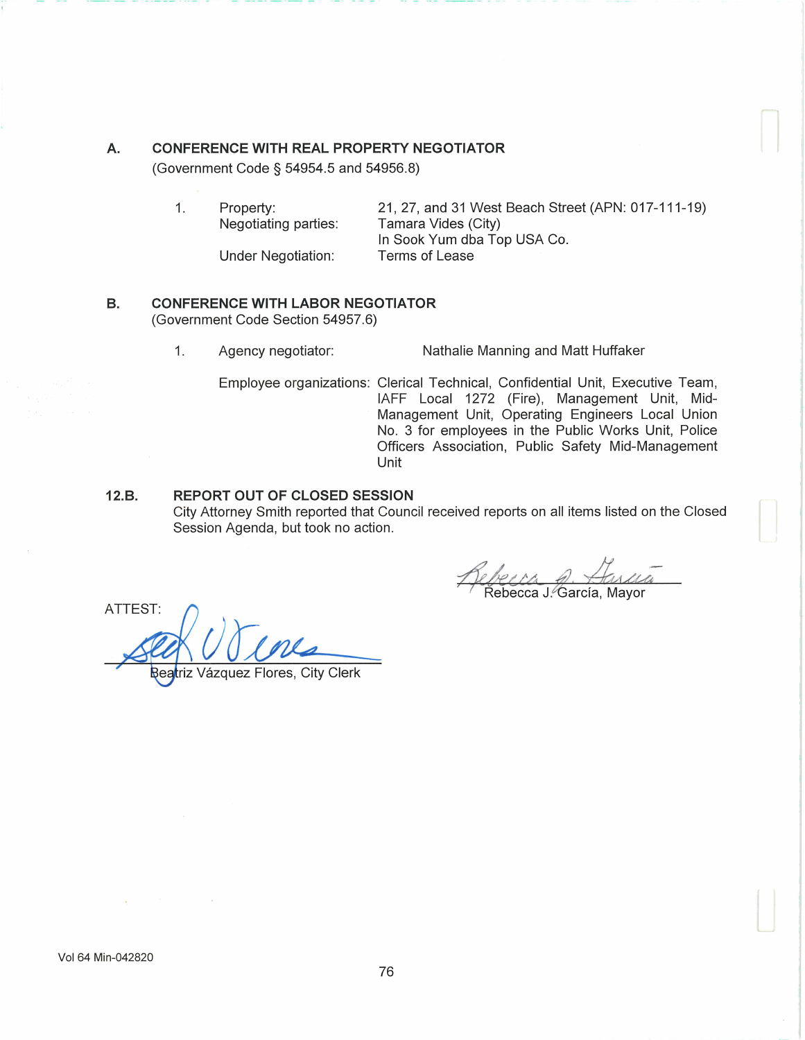### A. CONFERENCE WITH REAL PROPERTY NEGOTIATOR

(Government Code § 54954.5 and 54956.8)

1. Property: 21, 27, and 31 West Beach Street (APN: 017-111-19)

   Negotiating parties: Tamara Vides (City)
   In Sook Yum dba Top USA Co.

   Under Negotiation: Terms of Lease

### B. CONFERENCE WITH LABOR NEGOTIATOR

(Government Code Section 54957.6)

1. Agency negotiator: Nathalie Manning and Matt Huffaker

   Employee organizations: Clerical Technical, Confidential Unit, Executive Team, IAFF Local 1272 (Fire), Management Unit, Mid-Management Unit, Operating Engineers Local Union No. 3 for employees in the Public Works Unit, Police Officers Association, Public Safety Mid-Management Unit

### 12.B. REPORT OUT OF CLOSED SESSION

City Attorney Smith reported that Council received reports on all items listed on the Closed Session Agenda, but took no action.

Rebecca J. García, Mayor

ATTEST:

Beatriz Vázquez Flores, City Clerk

Vol 64 Min-042820